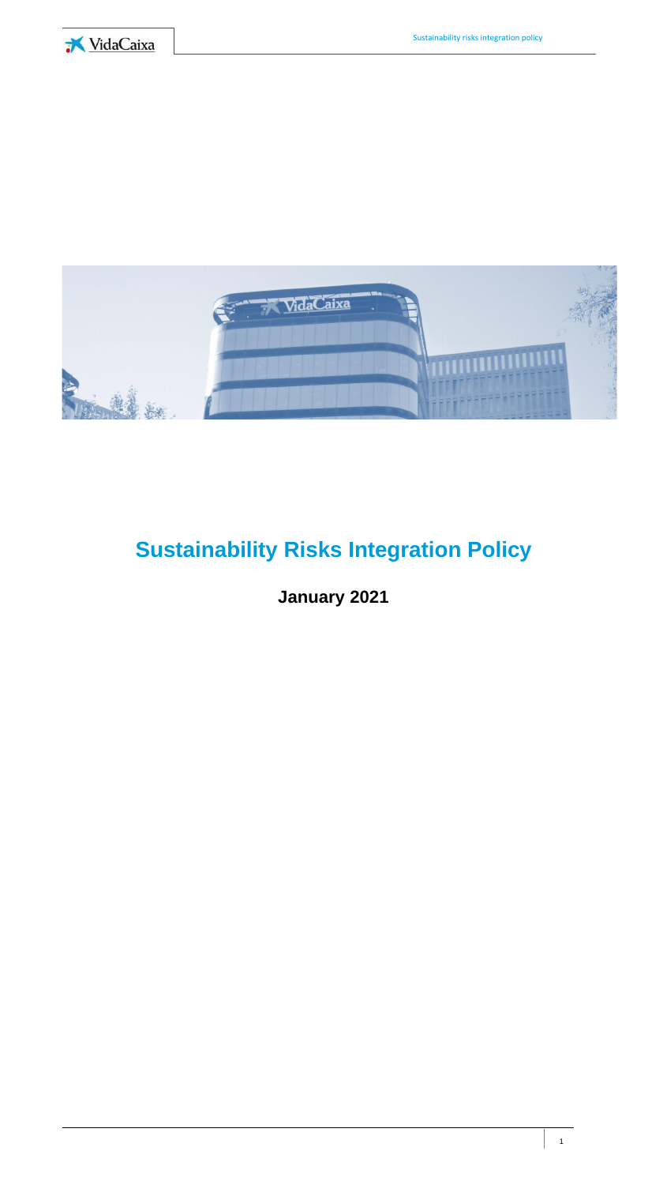# Sustainability Risks Integration Policy

**January 2021**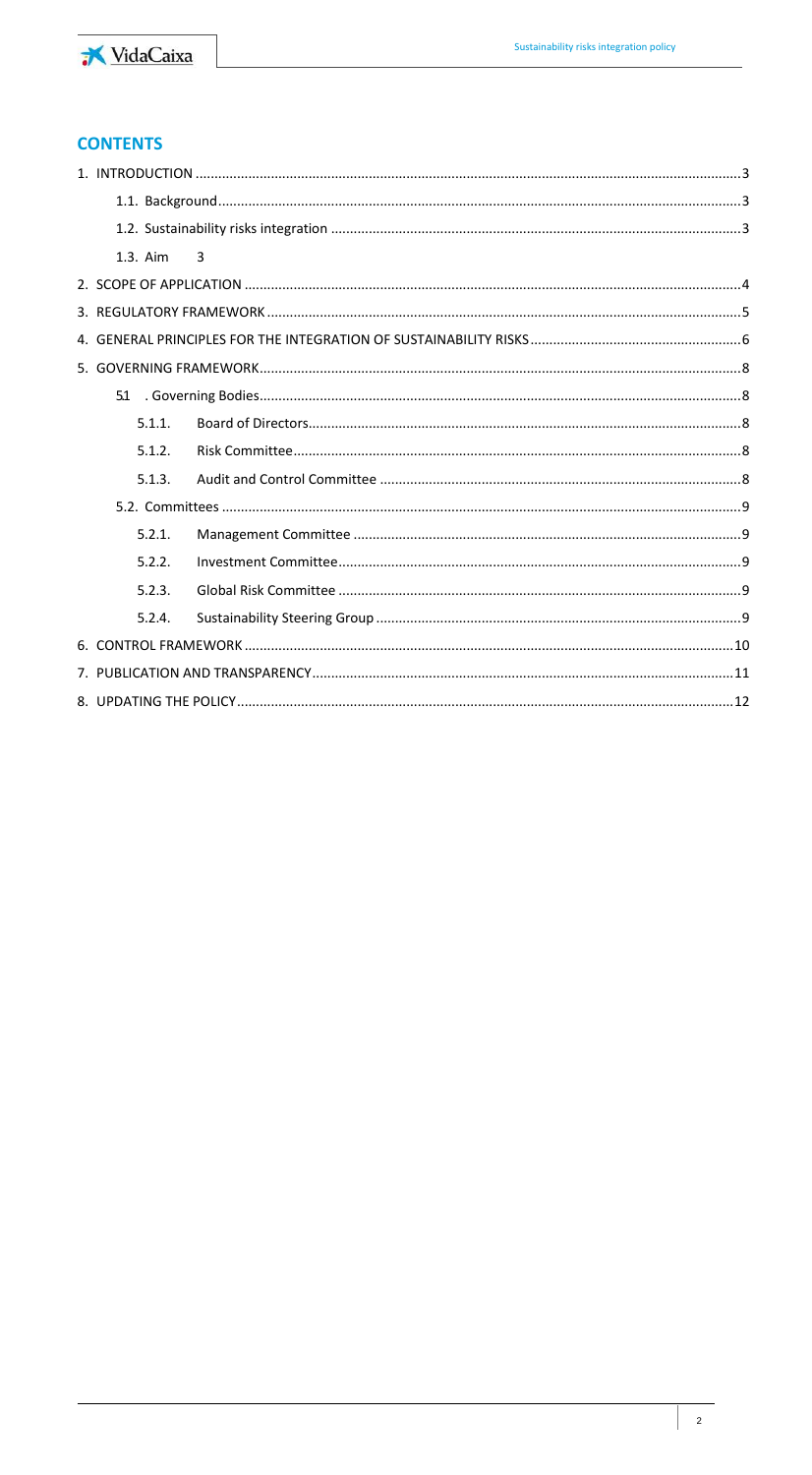## CONTENTS

1. INTRODUCTION ..... 3
   - 1.1. Background ..... 3
   - 1.2. Sustainability risks integration ..... 3
   - 1.3. Aim 3
2. SCOPE OF APPLICATION ..... 4
3. REGULATORY FRAMEWORK ..... 5
4. GENERAL PRINCIPLES FOR THE INTEGRATION OF SUSTAINABILITY RISKS ..... 6
5. GOVERNING FRAMEWORK ..... 8
   - 5.1 . Governing Bodies ..... 8
     - 5.1.1. Board of Directors ..... 8
     - 5.1.2. Risk Committee ..... 8
     - 5.1.3. Audit and Control Committee ..... 8
   - 5.2. Committees ..... 9
     - 5.2.1. Management Committee ..... 9
     - 5.2.2. Investment Committee ..... 9
     - 5.2.3. Global Risk Committee ..... 9
     - 5.2.4. Sustainability Steering Group ..... 9
6. CONTROL FRAMEWORK ..... 10
7. PUBLICATION AND TRANSPARENCY ..... 11
8. UPDATING THE POLICY ..... 12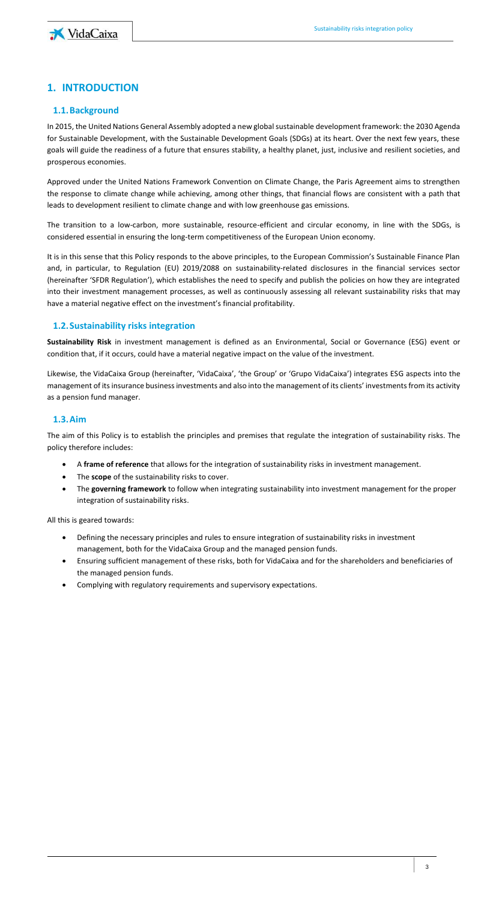# 1. INTRODUCTION

## 1.1. Background

In 2015, the United Nations General Assembly adopted a new global sustainable development framework: the 2030 Agenda for Sustainable Development, with the Sustainable Development Goals (SDGs) at its heart. Over the next few years, these goals will guide the readiness of a future that ensures stability, a healthy planet, just, inclusive and resilient societies, and prosperous economies.

Approved under the United Nations Framework Convention on Climate Change, the Paris Agreement aims to strengthen the response to climate change while achieving, among other things, that financial flows are consistent with a path that leads to development resilient to climate change and with low greenhouse gas emissions.

The transition to a low-carbon, more sustainable, resource-efficient and circular economy, in line with the SDGs, is considered essential in ensuring the long-term competitiveness of the European Union economy.

It is in this sense that this Policy responds to the above principles, to the European Commission's Sustainable Finance Plan and, in particular, to Regulation (EU) 2019/2088 on sustainability-related disclosures in the financial services sector (hereinafter 'SFDR Regulation'), which establishes the need to specify and publish the policies on how they are integrated into their investment management processes, as well as continuously assessing all relevant sustainability risks that may have a material negative effect on the investment's financial profitability.

## 1.2. Sustainability risks integration

**Sustainability Risk** in investment management is defined as an Environmental, Social or Governance (ESG) event or condition that, if it occurs, could have a material negative impact on the value of the investment.

Likewise, the VidaCaixa Group (hereinafter, 'VidaCaixa', 'the Group' or 'Grupo VidaCaixa') integrates ESG aspects into the management of its insurance business investments and also into the management of its clients' investments from its activity as a pension fund manager.

## 1.3. Aim

The aim of this Policy is to establish the principles and premises that regulate the integration of sustainability risks. The policy therefore includes:

- A **frame of reference** that allows for the integration of sustainability risks in investment management.
- The **scope** of the sustainability risks to cover.
- The **governing framework** to follow when integrating sustainability into investment management for the proper integration of sustainability risks.

All this is geared towards:

- Defining the necessary principles and rules to ensure integration of sustainability risks in investment management, both for the VidaCaixa Group and the managed pension funds.
- Ensuring sufficient management of these risks, both for VidaCaixa and for the shareholders and beneficiaries of the managed pension funds.
- Complying with regulatory requirements and supervisory expectations.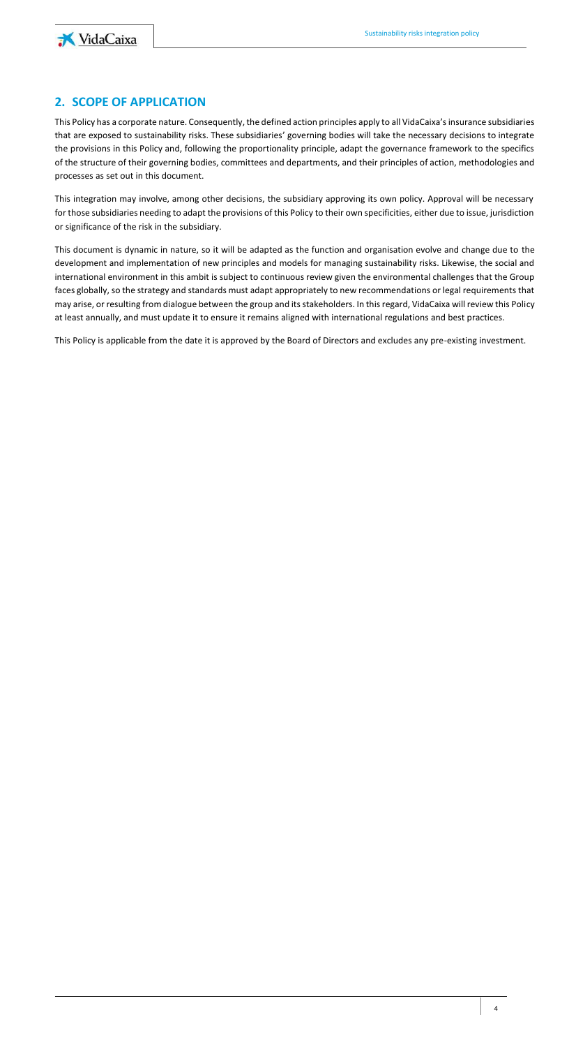## 2. SCOPE OF APPLICATION

This Policy has a corporate nature. Consequently, the defined action principles apply to all VidaCaixa's insurance subsidiaries that are exposed to sustainability risks. These subsidiaries' governing bodies will take the necessary decisions to integrate the provisions in this Policy and, following the proportionality principle, adapt the governance framework to the specifics of the structure of their governing bodies, committees and departments, and their principles of action, methodologies and processes as set out in this document.

This integration may involve, among other decisions, the subsidiary approving its own policy. Approval will be necessary for those subsidiaries needing to adapt the provisions of this Policy to their own specificities, either due to issue, jurisdiction or significance of the risk in the subsidiary.

This document is dynamic in nature, so it will be adapted as the function and organisation evolve and change due to the development and implementation of new principles and models for managing sustainability risks. Likewise, the social and international environment in this ambit is subject to continuous review given the environmental challenges that the Group faces globally, so the strategy and standards must adapt appropriately to new recommendations or legal requirements that may arise, or resulting from dialogue between the group and its stakeholders. In this regard, VidaCaixa will review this Policy at least annually, and must update it to ensure it remains aligned with international regulations and best practices.

This Policy is applicable from the date it is approved by the Board of Directors and excludes any pre-existing investment.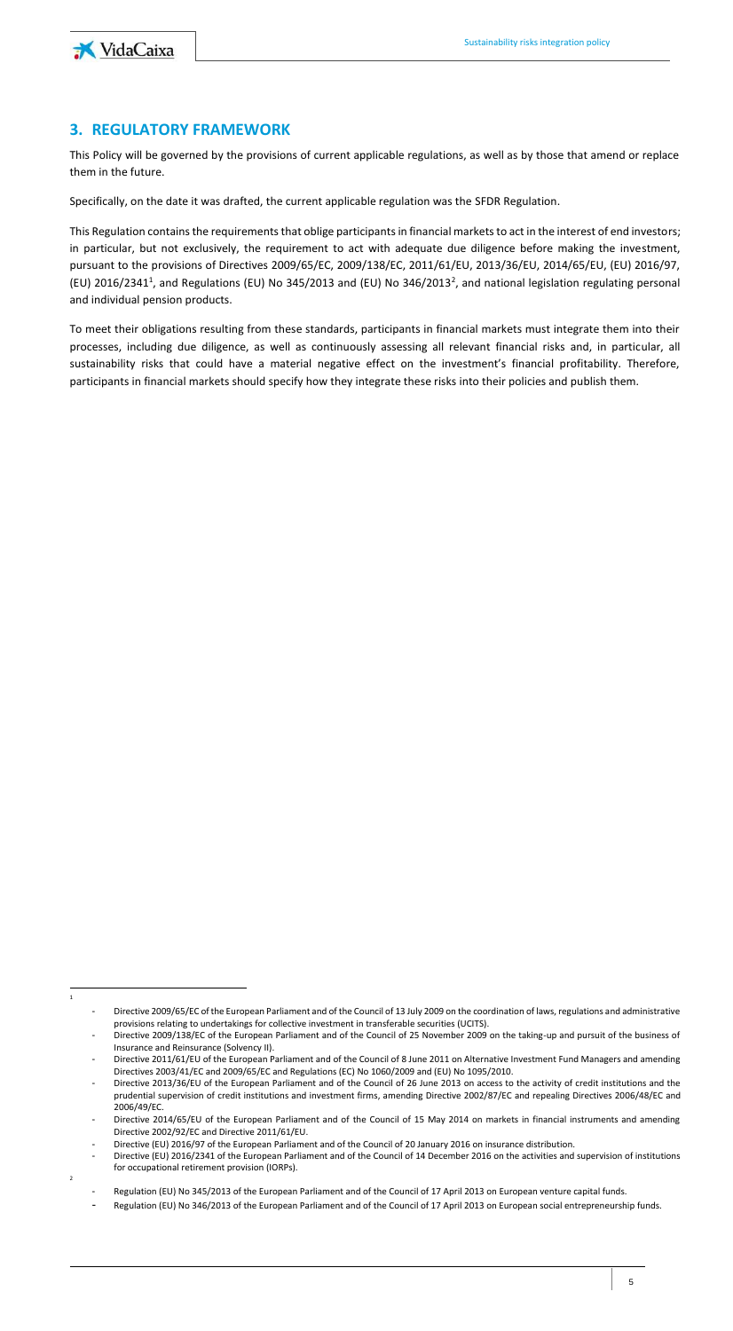## 3. REGULATORY FRAMEWORK

This Policy will be governed by the provisions of current applicable regulations, as well as by those that amend or replace them in the future.

Specifically, on the date it was drafted, the current applicable regulation was the SFDR Regulation.

This Regulation contains the requirements that oblige participants in financial markets to act in the interest of end investors; in particular, but not exclusively, the requirement to act with adequate due diligence before making the investment, pursuant to the provisions of Directives 2009/65/EC, 2009/138/EC, 2011/61/EU, 2013/36/EU, 2014/65/EU, (EU) 2016/97, (EU) 2016/2341[1], and Regulations (EU) No 345/2013 and (EU) No 346/2013[2], and national legislation regulating personal and individual pension products.

To meet their obligations resulting from these standards, participants in financial markets must integrate them into their processes, including due diligence, as well as continuously assessing all relevant financial risks and, in particular, all sustainability risks that could have a material negative effect on the investment's financial profitability. Therefore, participants in financial markets should specify how they integrate these risks into their policies and publish them.

---

[1]

- Directive 2009/65/EC of the European Parliament and of the Council of 13 July 2009 on the coordination of laws, regulations and administrative provisions relating to undertakings for collective investment in transferable securities (UCITS).
- Directive 2009/138/EC of the European Parliament and of the Council of 25 November 2009 on the taking-up and pursuit of the business of Insurance and Reinsurance (Solvency II).
- Directive 2011/61/EU of the European Parliament and of the Council of 8 June 2011 on Alternative Investment Fund Managers and amending Directives 2003/41/EC and 2009/65/EC and Regulations (EC) No 1060/2009 and (EU) No 1095/2010.
- Directive 2013/36/EU of the European Parliament and of the Council of 26 June 2013 on access to the activity of credit institutions and the prudential supervision of credit institutions and investment firms, amending Directive 2002/87/EC and repealing Directives 2006/48/EC and 2006/49/EC.
- Directive 2014/65/EU of the European Parliament and of the Council of 15 May 2014 on markets in financial instruments and amending Directive 2002/92/EC and Directive 2011/61/EU.
- Directive (EU) 2016/97 of the European Parliament and of the Council of 20 January 2016 on insurance distribution.
- Directive (EU) 2016/2341 of the European Parliament and of the Council of 14 December 2016 on the activities and supervision of institutions for occupational retirement provision (IORPs).

[2]

- Regulation (EU) No 345/2013 of the European Parliament and of the Council of 17 April 2013 on European venture capital funds.
- Regulation (EU) No 346/2013 of the European Parliament and of the Council of 17 April 2013 on European social entrepreneurship funds.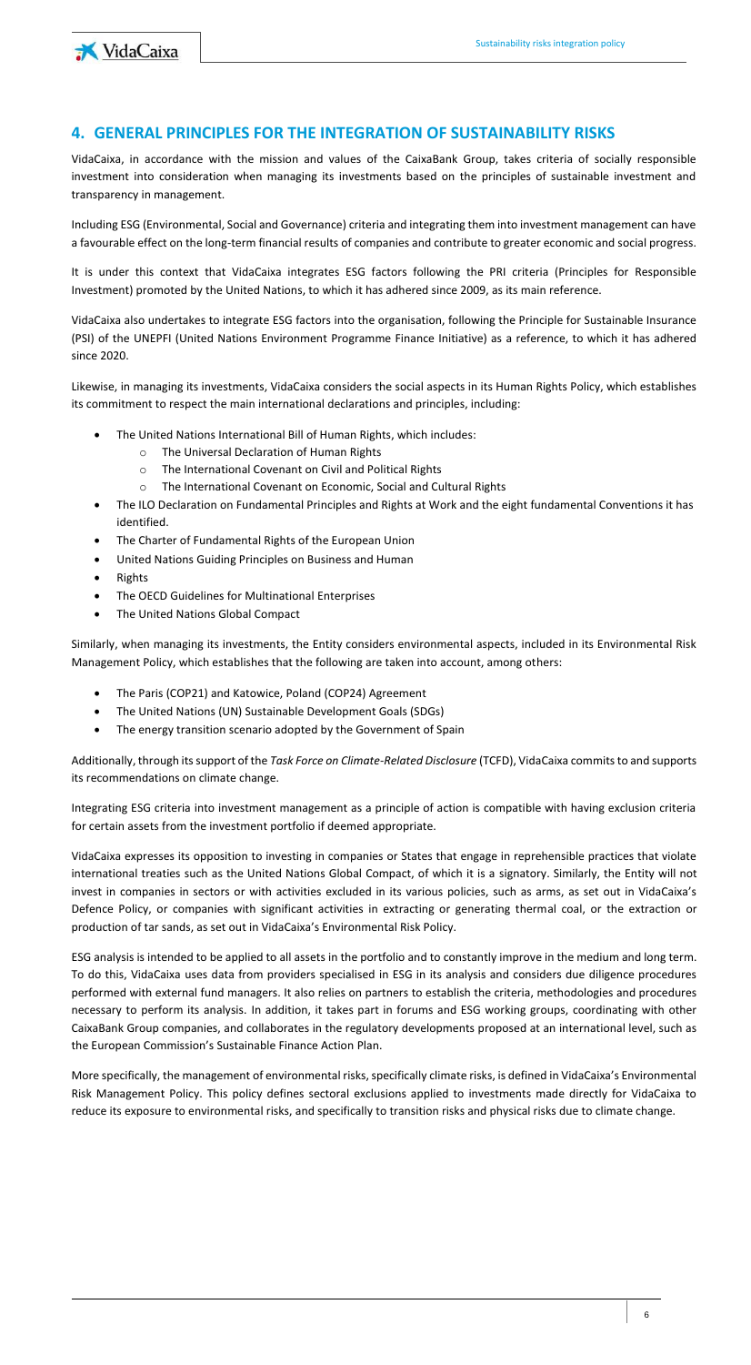## 4. GENERAL PRINCIPLES FOR THE INTEGRATION OF SUSTAINABILITY RISKS

VidaCaixa, in accordance with the mission and values of the CaixaBank Group, takes criteria of socially responsible investment into consideration when managing its investments based on the principles of sustainable investment and transparency in management.

Including ESG (Environmental, Social and Governance) criteria and integrating them into investment management can have a favourable effect on the long-term financial results of companies and contribute to greater economic and social progress.

It is under this context that VidaCaixa integrates ESG factors following the PRI criteria (Principles for Responsible Investment) promoted by the United Nations, to which it has adhered since 2009, as its main reference.

VidaCaixa also undertakes to integrate ESG factors into the organisation, following the Principle for Sustainable Insurance (PSI) of the UNEPFI (United Nations Environment Programme Finance Initiative) as a reference, to which it has adhered since 2020.

Likewise, in managing its investments, VidaCaixa considers the social aspects in its Human Rights Policy, which establishes its commitment to respect the main international declarations and principles, including:

- The United Nations International Bill of Human Rights, which includes:
  - The Universal Declaration of Human Rights
  - The International Covenant on Civil and Political Rights
  - The International Covenant on Economic, Social and Cultural Rights
- The ILO Declaration on Fundamental Principles and Rights at Work and the eight fundamental Conventions it has identified.
- The Charter of Fundamental Rights of the European Union
- United Nations Guiding Principles on Business and Human
- Rights
- The OECD Guidelines for Multinational Enterprises
- The United Nations Global Compact

Similarly, when managing its investments, the Entity considers environmental aspects, included in its Environmental Risk Management Policy, which establishes that the following are taken into account, among others:

- The Paris (COP21) and Katowice, Poland (COP24) Agreement
- The United Nations (UN) Sustainable Development Goals (SDGs)
- The energy transition scenario adopted by the Government of Spain

Additionally, through its support of the *Task Force on Climate-Related Disclosure* (TCFD), VidaCaixa commits to and supports its recommendations on climate change.

Integrating ESG criteria into investment management as a principle of action is compatible with having exclusion criteria for certain assets from the investment portfolio if deemed appropriate.

VidaCaixa expresses its opposition to investing in companies or States that engage in reprehensible practices that violate international treaties such as the United Nations Global Compact, of which it is a signatory. Similarly, the Entity will not invest in companies in sectors or with activities excluded in its various policies, such as arms, as set out in VidaCaixa's Defence Policy, or companies with significant activities in extracting or generating thermal coal, or the extraction or production of tar sands, as set out in VidaCaixa's Environmental Risk Policy.

ESG analysis is intended to be applied to all assets in the portfolio and to constantly improve in the medium and long term. To do this, VidaCaixa uses data from providers specialised in ESG in its analysis and considers due diligence procedures performed with external fund managers. It also relies on partners to establish the criteria, methodologies and procedures necessary to perform its analysis. In addition, it takes part in forums and ESG working groups, coordinating with other CaixaBank Group companies, and collaborates in the regulatory developments proposed at an international level, such as the European Commission's Sustainable Finance Action Plan.

More specifically, the management of environmental risks, specifically climate risks, is defined in VidaCaixa's Environmental Risk Management Policy. This policy defines sectoral exclusions applied to investments made directly for VidaCaixa to reduce its exposure to environmental risks, and specifically to transition risks and physical risks due to climate change.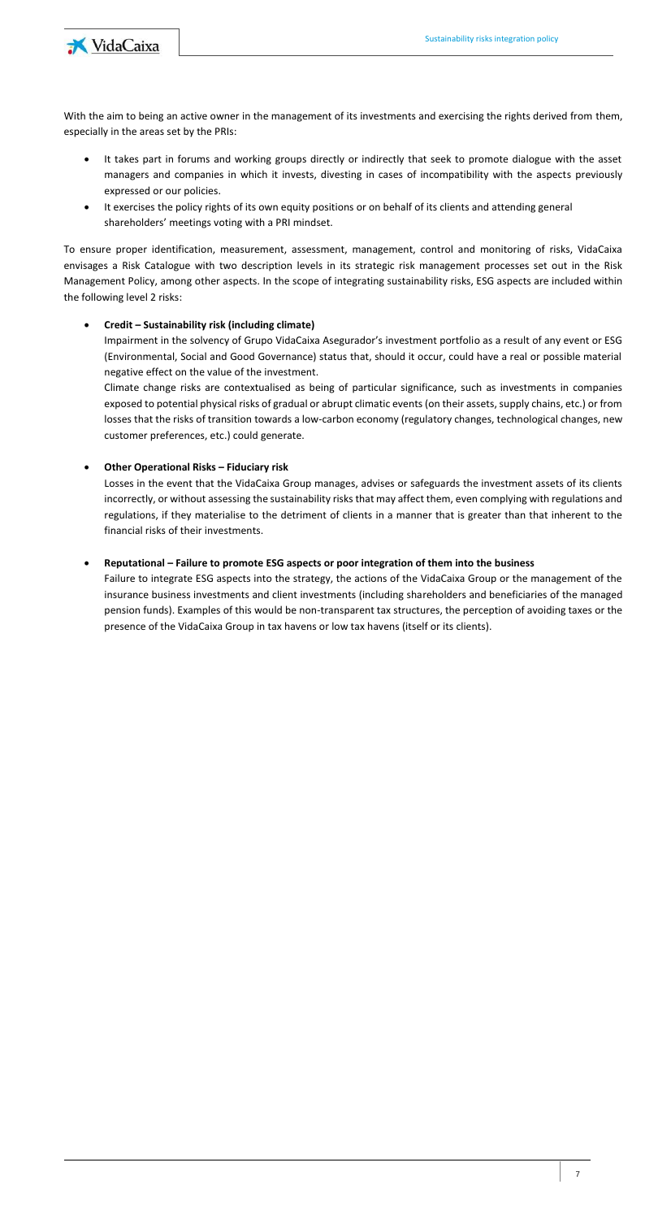With the aim to being an active owner in the management of its investments and exercising the rights derived from them, especially in the areas set by the PRIs:

- It takes part in forums and working groups directly or indirectly that seek to promote dialogue with the asset managers and companies in which it invests, divesting in cases of incompatibility with the aspects previously expressed or our policies.
- It exercises the policy rights of its own equity positions or on behalf of its clients and attending general shareholders' meetings voting with a PRI mindset.

To ensure proper identification, measurement, assessment, management, control and monitoring of risks, VidaCaixa envisages a Risk Catalogue with two description levels in its strategic risk management processes set out in the Risk Management Policy, among other aspects. In the scope of integrating sustainability risks, ESG aspects are included within the following level 2 risks:

- **Credit – Sustainability risk (including climate)**

  Impairment in the solvency of Grupo VidaCaixa Asegurador's investment portfolio as a result of any event or ESG (Environmental, Social and Good Governance) status that, should it occur, could have a real or possible material negative effect on the value of the investment.

  Climate change risks are contextualised as being of particular significance, such as investments in companies exposed to potential physical risks of gradual or abrupt climatic events (on their assets, supply chains, etc.) or from losses that the risks of transition towards a low-carbon economy (regulatory changes, technological changes, new customer preferences, etc.) could generate.

- **Other Operational Risks – Fiduciary risk**

  Losses in the event that the VidaCaixa Group manages, advises or safeguards the investment assets of its clients incorrectly, or without assessing the sustainability risks that may affect them, even complying with regulations and regulations, if they materialise to the detriment of clients in a manner that is greater than that inherent to the financial risks of their investments.

- **Reputational – Failure to promote ESG aspects or poor integration of them into the business**

  Failure to integrate ESG aspects into the strategy, the actions of the VidaCaixa Group or the management of the insurance business investments and client investments (including shareholders and beneficiaries of the managed pension funds). Examples of this would be non-transparent tax structures, the perception of avoiding taxes or the presence of the VidaCaixa Group in tax havens or low tax havens (itself or its clients).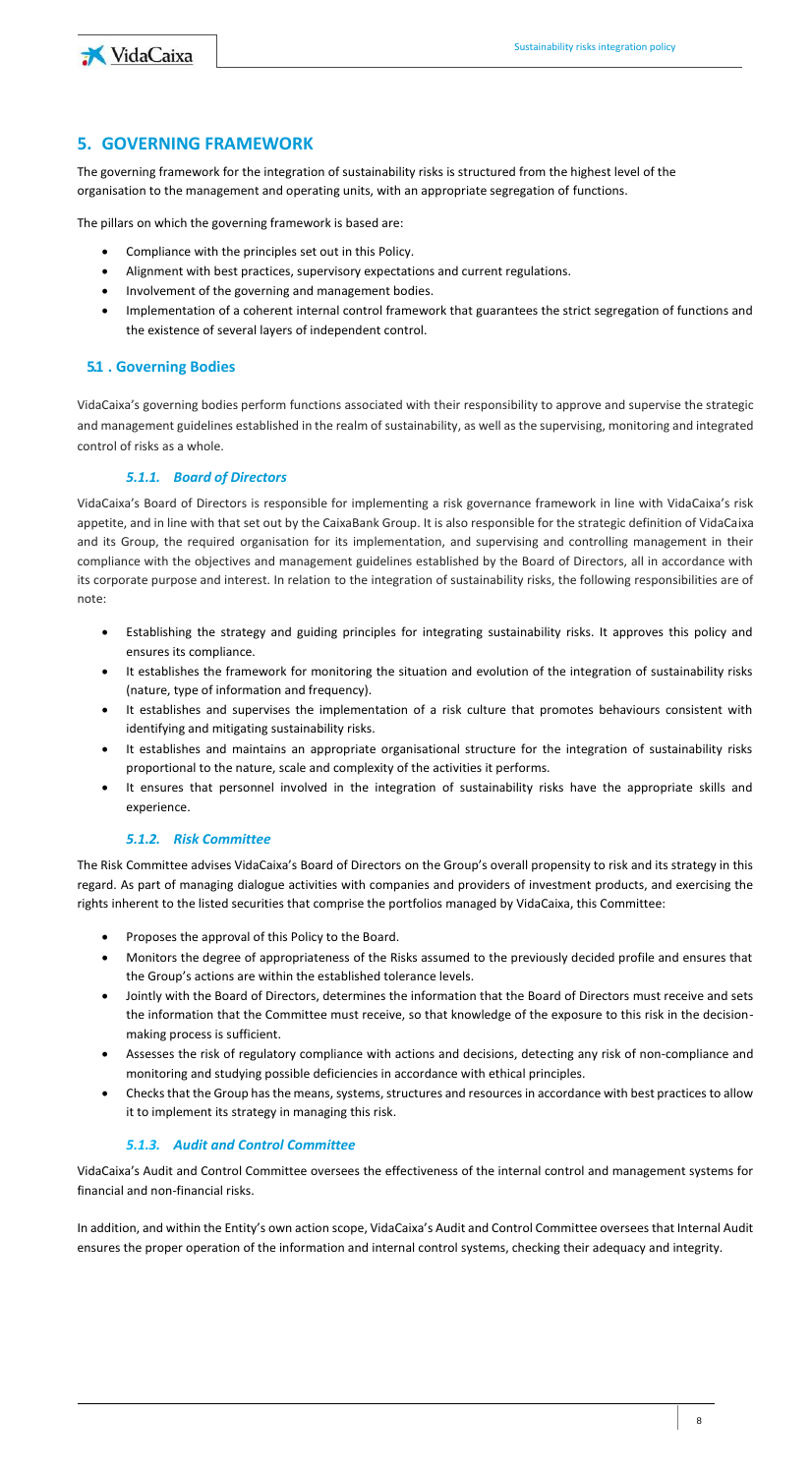## 5. GOVERNING FRAMEWORK

The governing framework for the integration of sustainability risks is structured from the highest level of the organisation to the management and operating units, with an appropriate segregation of functions.

The pillars on which the governing framework is based are:

- Compliance with the principles set out in this Policy.
- Alignment with best practices, supervisory expectations and current regulations.
- Involvement of the governing and management bodies.
- Implementation of a coherent internal control framework that guarantees the strict segregation of functions and the existence of several layers of independent control.

### 5.1 . Governing Bodies

VidaCaixa's governing bodies perform functions associated with their responsibility to approve and supervise the strategic and management guidelines established in the realm of sustainability, as well as the supervising, monitoring and integrated control of risks as a whole.

#### *5.1.1. Board of Directors*

VidaCaixa's Board of Directors is responsible for implementing a risk governance framework in line with VidaCaixa's risk appetite, and in line with that set out by the CaixaBank Group. It is also responsible for the strategic definition of VidaCaixa and its Group, the required organisation for its implementation, and supervising and controlling management in their compliance with the objectives and management guidelines established by the Board of Directors, all in accordance with its corporate purpose and interest. In relation to the integration of sustainability risks, the following responsibilities are of note:

- Establishing the strategy and guiding principles for integrating sustainability risks. It approves this policy and ensures its compliance.
- It establishes the framework for monitoring the situation and evolution of the integration of sustainability risks (nature, type of information and frequency).
- It establishes and supervises the implementation of a risk culture that promotes behaviours consistent with identifying and mitigating sustainability risks.
- It establishes and maintains an appropriate organisational structure for the integration of sustainability risks proportional to the nature, scale and complexity of the activities it performs.
- It ensures that personnel involved in the integration of sustainability risks have the appropriate skills and experience.

#### *5.1.2. Risk Committee*

The Risk Committee advises VidaCaixa's Board of Directors on the Group's overall propensity to risk and its strategy in this regard. As part of managing dialogue activities with companies and providers of investment products, and exercising the rights inherent to the listed securities that comprise the portfolios managed by VidaCaixa, this Committee:

- Proposes the approval of this Policy to the Board.
- Monitors the degree of appropriateness of the Risks assumed to the previously decided profile and ensures that the Group's actions are within the established tolerance levels.
- Jointly with the Board of Directors, determines the information that the Board of Directors must receive and sets the information that the Committee must receive, so that knowledge of the exposure to this risk in the decision-making process is sufficient.
- Assesses the risk of regulatory compliance with actions and decisions, detecting any risk of non-compliance and monitoring and studying possible deficiencies in accordance with ethical principles.
- Checks that the Group has the means, systems, structures and resources in accordance with best practices to allow it to implement its strategy in managing this risk.

#### *5.1.3. Audit and Control Committee*

VidaCaixa's Audit and Control Committee oversees the effectiveness of the internal control and management systems for financial and non-financial risks.

In addition, and within the Entity's own action scope, VidaCaixa's Audit and Control Committee oversees that Internal Audit ensures the proper operation of the information and internal control systems, checking their adequacy and integrity.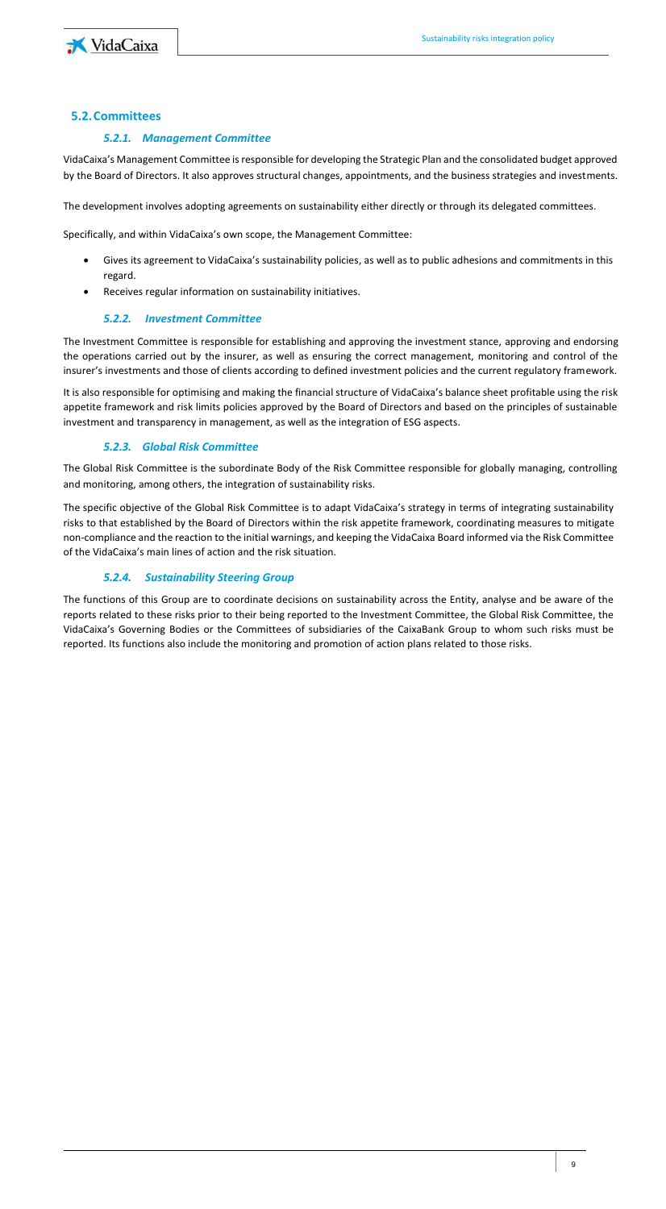## 5.2. Committees

### *5.2.1. Management Committee*

VidaCaixa's Management Committee is responsible for developing the Strategic Plan and the consolidated budget approved by the Board of Directors. It also approves structural changes, appointments, and the business strategies and investments.

The development involves adopting agreements on sustainability either directly or through its delegated committees.

Specifically, and within VidaCaixa's own scope, the Management Committee:

- Gives its agreement to VidaCaixa's sustainability policies, as well as to public adhesions and commitments in this regard.
- Receives regular information on sustainability initiatives.

### *5.2.2. Investment Committee*

The Investment Committee is responsible for establishing and approving the investment stance, approving and endorsing the operations carried out by the insurer, as well as ensuring the correct management, monitoring and control of the insurer's investments and those of clients according to defined investment policies and the current regulatory framework.

It is also responsible for optimising and making the financial structure of VidaCaixa's balance sheet profitable using the risk appetite framework and risk limits policies approved by the Board of Directors and based on the principles of sustainable investment and transparency in management, as well as the integration of ESG aspects.

### *5.2.3. Global Risk Committee*

The Global Risk Committee is the subordinate Body of the Risk Committee responsible for globally managing, controlling and monitoring, among others, the integration of sustainability risks.

The specific objective of the Global Risk Committee is to adapt VidaCaixa's strategy in terms of integrating sustainability risks to that established by the Board of Directors within the risk appetite framework, coordinating measures to mitigate non-compliance and the reaction to the initial warnings, and keeping the VidaCaixa Board informed via the Risk Committee of the VidaCaixa's main lines of action and the risk situation.

### *5.2.4. Sustainability Steering Group*

The functions of this Group are to coordinate decisions on sustainability across the Entity, analyse and be aware of the reports related to these risks prior to their being reported to the Investment Committee, the Global Risk Committee, the VidaCaixa's Governing Bodies or the Committees of subsidiaries of the CaixaBank Group to whom such risks must be reported. Its functions also include the monitoring and promotion of action plans related to those risks.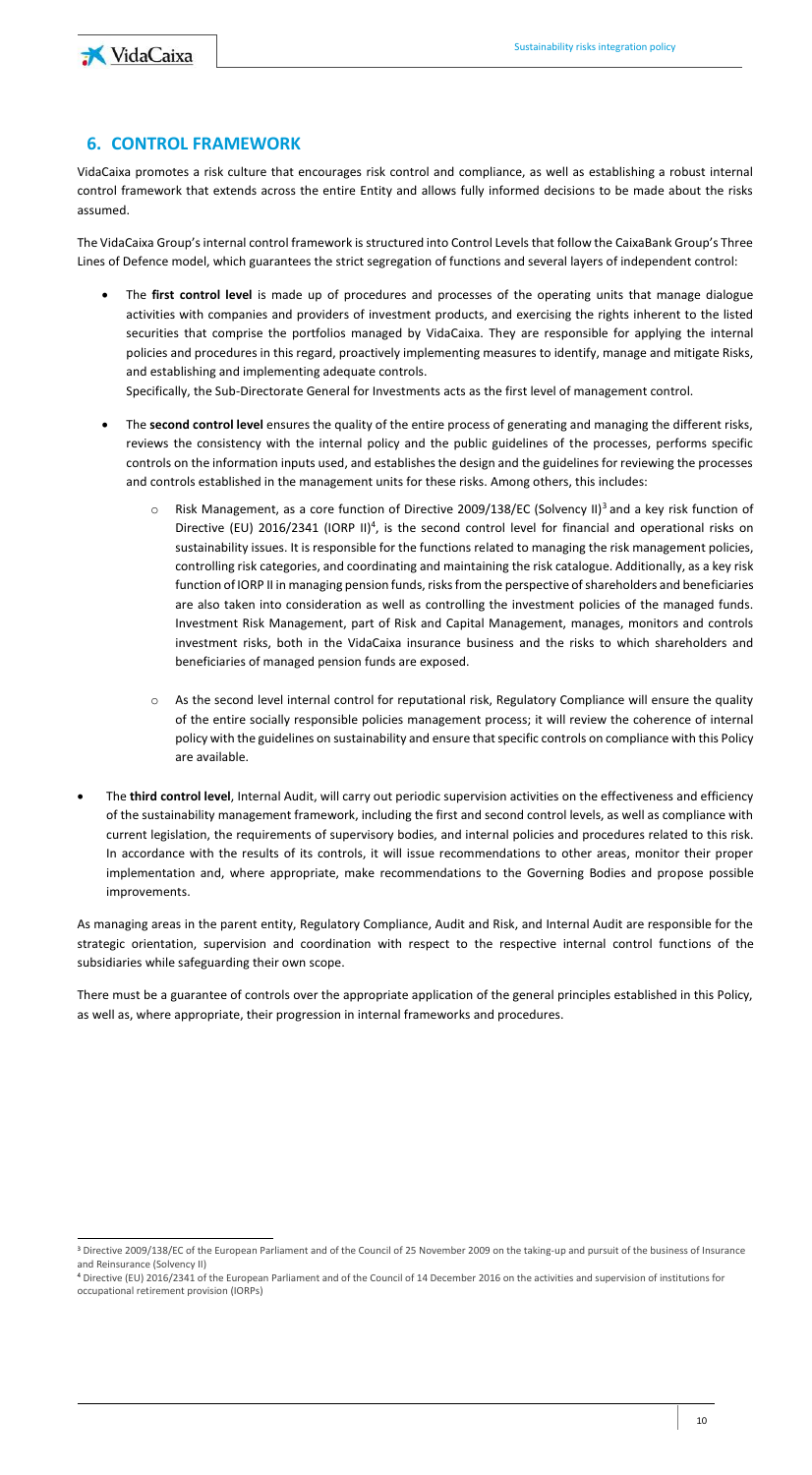## 6. CONTROL FRAMEWORK

VidaCaixa promotes a risk culture that encourages risk control and compliance, as well as establishing a robust internal control framework that extends across the entire Entity and allows fully informed decisions to be made about the risks assumed.

The VidaCaixa Group's internal control framework is structured into Control Levels that follow the CaixaBank Group's Three Lines of Defence model, which guarantees the strict segregation of functions and several layers of independent control:

- The **first control level** is made up of procedures and processes of the operating units that manage dialogue activities with companies and providers of investment products, and exercising the rights inherent to the listed securities that comprise the portfolios managed by VidaCaixa. They are responsible for applying the internal policies and procedures in this regard, proactively implementing measures to identify, manage and mitigate Risks, and establishing and implementing adequate controls.

  Specifically, the Sub-Directorate General for Investments acts as the first level of management control.

- The **second control level** ensures the quality of the entire process of generating and managing the different risks, reviews the consistency with the internal policy and the public guidelines of the processes, performs specific controls on the information inputs used, and establishes the design and the guidelines for reviewing the processes and controls established in the management units for these risks. Among others, this includes:

  - Risk Management, as a core function of Directive 2009/138/EC (Solvency II)[3] and a key risk function of Directive (EU) 2016/2341 (IORP II)[4], is the second control level for financial and operational risks on sustainability issues. It is responsible for the functions related to managing the risk management policies, controlling risk categories, and coordinating and maintaining the risk catalogue. Additionally, as a key risk function of IORP II in managing pension funds, risks from the perspective of shareholders and beneficiaries are also taken into consideration as well as controlling the investment policies of the managed funds. Investment Risk Management, part of Risk and Capital Management, manages, monitors and controls investment risks, both in the VidaCaixa insurance business and the risks to which shareholders and beneficiaries of managed pension funds are exposed.

  - As the second level internal control for reputational risk, Regulatory Compliance will ensure the quality of the entire socially responsible policies management process; it will review the coherence of internal policy with the guidelines on sustainability and ensure that specific controls on compliance with this Policy are available.

- The **third control level**, Internal Audit, will carry out periodic supervision activities on the effectiveness and efficiency of the sustainability management framework, including the first and second control levels, as well as compliance with current legislation, the requirements of supervisory bodies, and internal policies and procedures related to this risk. In accordance with the results of its controls, it will issue recommendations to other areas, monitor their proper implementation and, where appropriate, make recommendations to the Governing Bodies and propose possible improvements.

As managing areas in the parent entity, Regulatory Compliance, Audit and Risk, and Internal Audit are responsible for the strategic orientation, supervision and coordination with respect to the respective internal control functions of the subsidiaries while safeguarding their own scope.

There must be a guarantee of controls over the appropriate application of the general principles established in this Policy, as well as, where appropriate, their progression in internal frameworks and procedures.

---

[3] Directive 2009/138/EC of the European Parliament and of the Council of 25 November 2009 on the taking-up and pursuit of the business of Insurance and Reinsurance (Solvency II)

[4] Directive (EU) 2016/2341 of the European Parliament and of the Council of 14 December 2016 on the activities and supervision of institutions for occupational retirement provision (IORPs)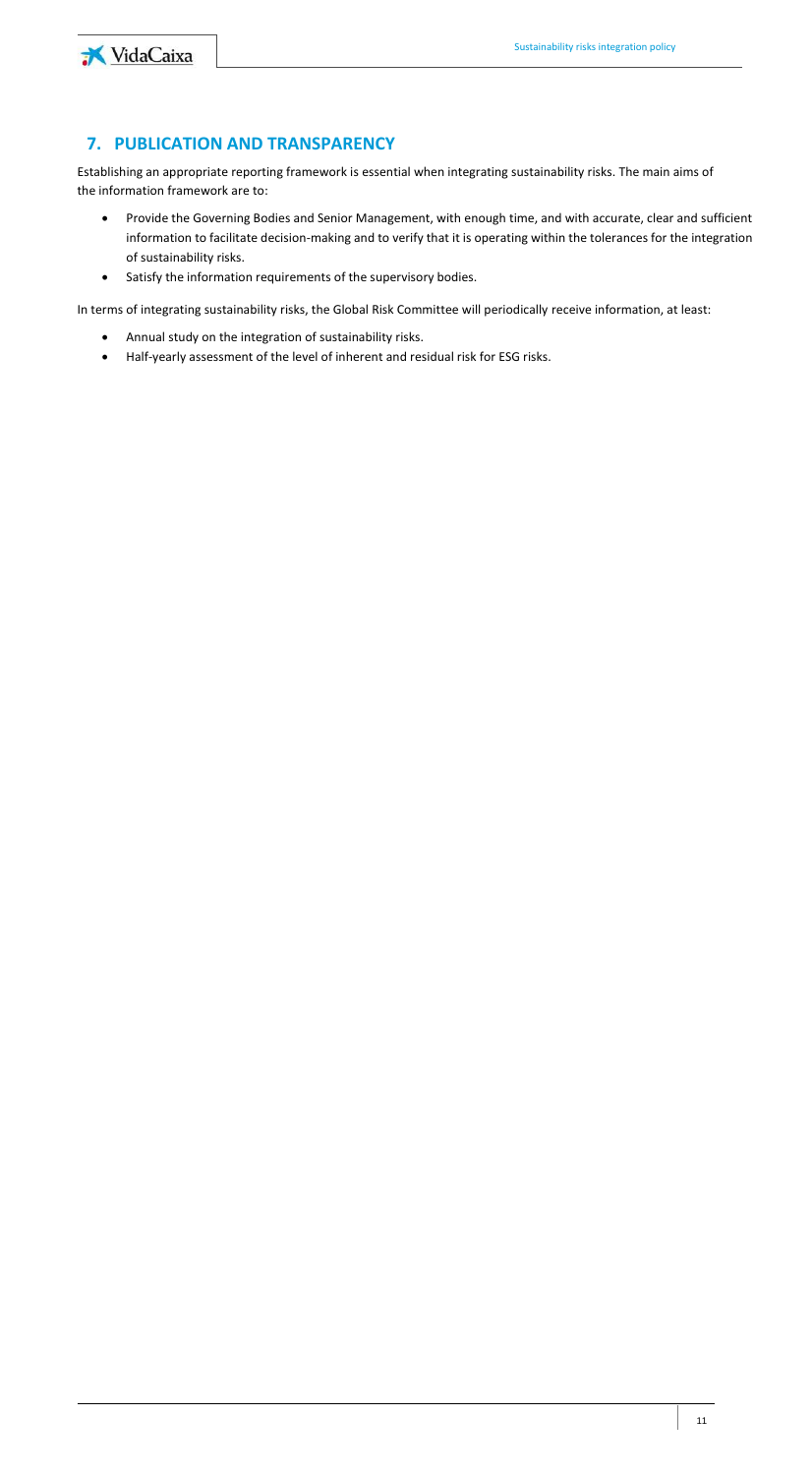## 7. PUBLICATION AND TRANSPARENCY

Establishing an appropriate reporting framework is essential when integrating sustainability risks. The main aims of the information framework are to:

- Provide the Governing Bodies and Senior Management, with enough time, and with accurate, clear and sufficient information to facilitate decision-making and to verify that it is operating within the tolerances for the integration of sustainability risks.
- Satisfy the information requirements of the supervisory bodies.

In terms of integrating sustainability risks, the Global Risk Committee will periodically receive information, at least:

- Annual study on the integration of sustainability risks.
- Half-yearly assessment of the level of inherent and residual risk for ESG risks.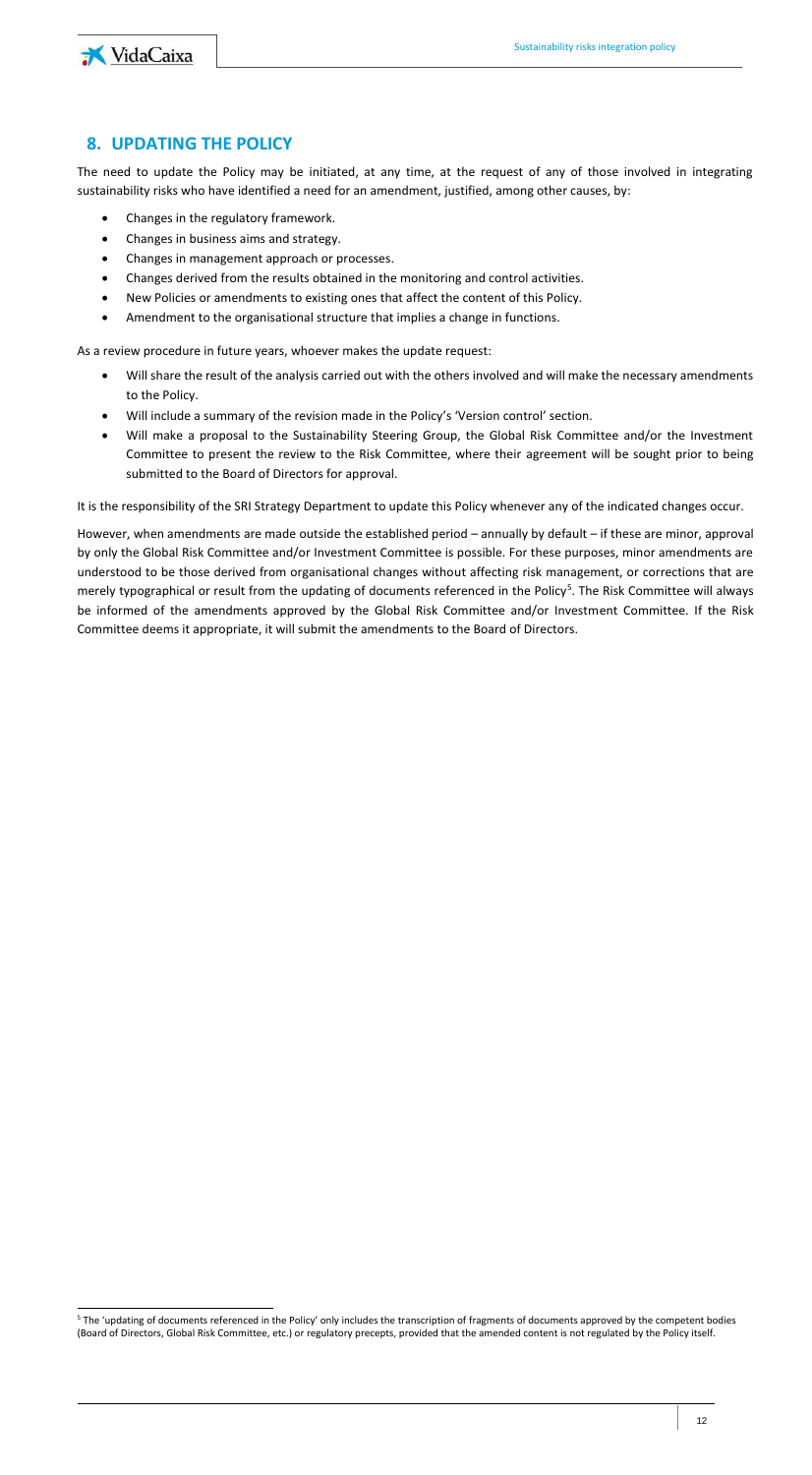## 8. UPDATING THE POLICY

The need to update the Policy may be initiated, at any time, at the request of any of those involved in integrating sustainability risks who have identified a need for an amendment, justified, among other causes, by:

- Changes in the regulatory framework.
- Changes in business aims and strategy.
- Changes in management approach or processes.
- Changes derived from the results obtained in the monitoring and control activities.
- New Policies or amendments to existing ones that affect the content of this Policy.
- Amendment to the organisational structure that implies a change in functions.

As a review procedure in future years, whoever makes the update request:

- Will share the result of the analysis carried out with the others involved and will make the necessary amendments to the Policy.
- Will include a summary of the revision made in the Policy's 'Version control' section.
- Will make a proposal to the Sustainability Steering Group, the Global Risk Committee and/or the Investment Committee to present the review to the Risk Committee, where their agreement will be sought prior to being submitted to the Board of Directors for approval.

It is the responsibility of the SRI Strategy Department to update this Policy whenever any of the indicated changes occur.

However, when amendments are made outside the established period – annually by default – if these are minor, approval by only the Global Risk Committee and/or Investment Committee is possible. For these purposes, minor amendments are understood to be those derived from organisational changes without affecting risk management, or corrections that are merely typographical or result from the updating of documents referenced in the Policy[5]. The Risk Committee will always be informed of the amendments approved by the Global Risk Committee and/or Investment Committee. If the Risk Committee deems it appropriate, it will submit the amendments to the Board of Directors.

[5] The 'updating of documents referenced in the Policy' only includes the transcription of fragments of documents approved by the competent bodies (Board of Directors, Global Risk Committee, etc.) or regulatory precepts, provided that the amended content is not regulated by the Policy itself.